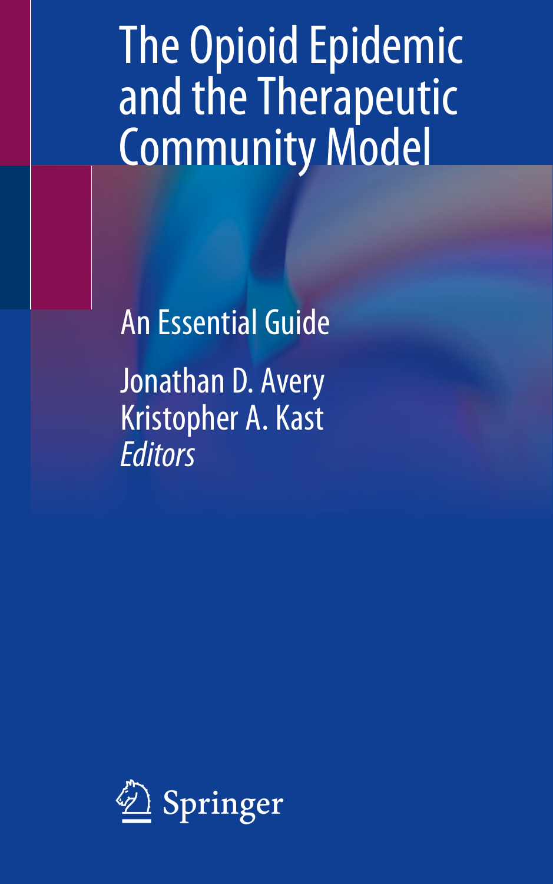# The Opioid Epidemic and the Therapeutic Community Model

## An Essential Guide

Jonathan D. Avery
Kristopher A. Kast
*Editors*

Springer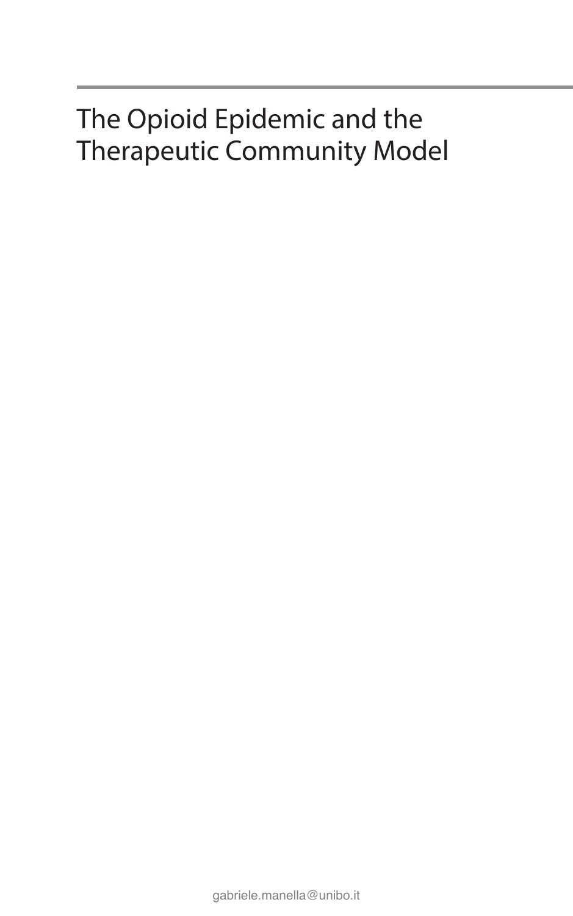# The Opioid Epidemic and the Therapeutic Community Model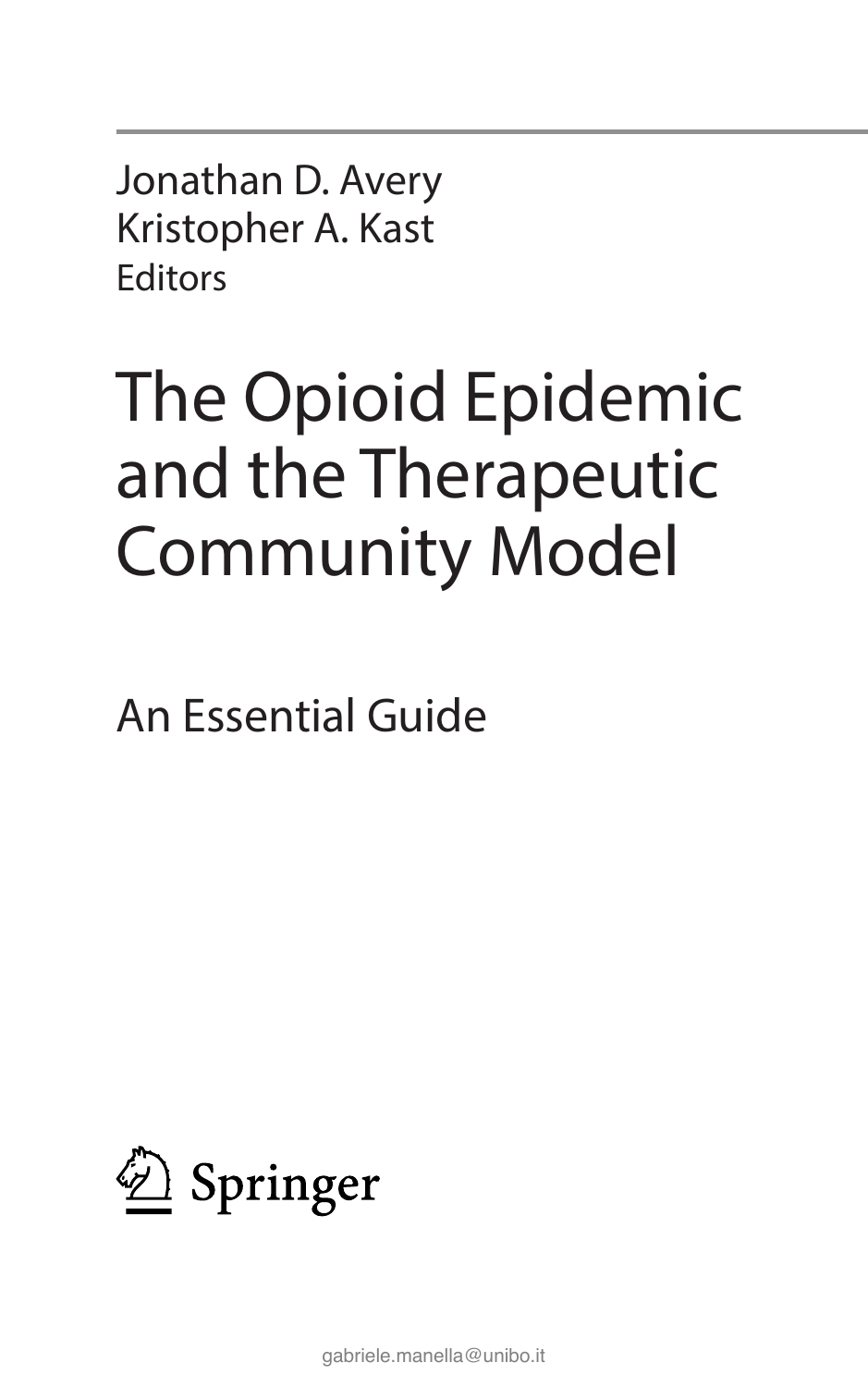Jonathan D. Avery
Kristopher A. Kast
Editors

# The Opioid Epidemic and the Therapeutic Community Model

## An Essential Guide

Springer

gabriele.manella@unibo.it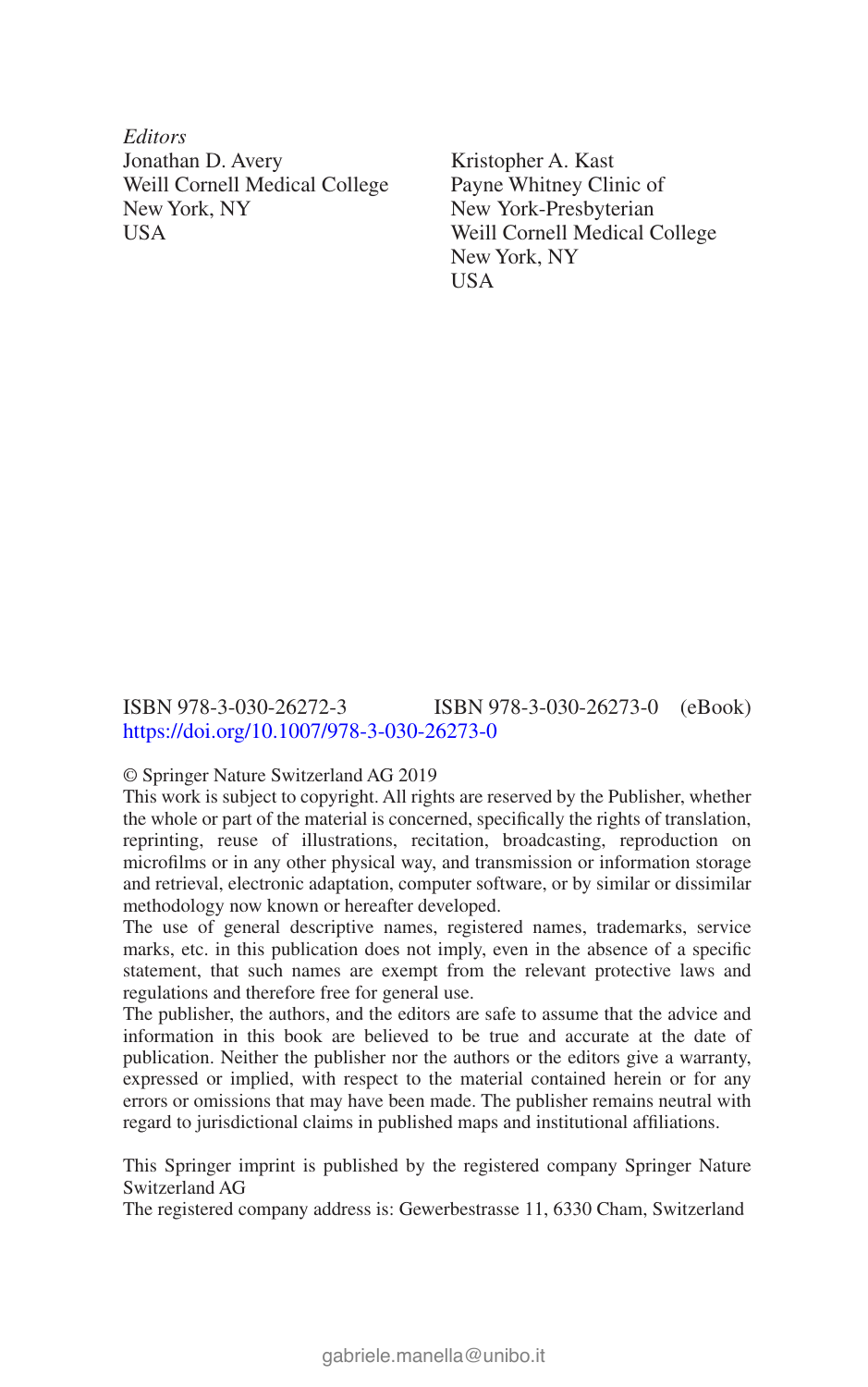*Editors*

Jonathan D. Avery
Weill Cornell Medical College
New York, NY
USA

Kristopher A. Kast
Payne Whitney Clinic of
New York-Presbyterian
Weill Cornell Medical College
New York, NY
USA

ISBN 978-3-030-26272-3 ISBN 978-3-030-26273-0 (eBook)
https://doi.org/10.1007/978-3-030-26273-0

© Springer Nature Switzerland AG 2019

This work is subject to copyright. All rights are reserved by the Publisher, whether the whole or part of the material is concerned, specifically the rights of translation, reprinting, reuse of illustrations, recitation, broadcasting, reproduction on microfilms or in any other physical way, and transmission or information storage and retrieval, electronic adaptation, computer software, or by similar or dissimilar methodology now known or hereafter developed.

The use of general descriptive names, registered names, trademarks, service marks, etc. in this publication does not imply, even in the absence of a specific statement, that such names are exempt from the relevant protective laws and regulations and therefore free for general use.

The publisher, the authors, and the editors are safe to assume that the advice and information in this book are believed to be true and accurate at the date of publication. Neither the publisher nor the authors or the editors give a warranty, expressed or implied, with respect to the material contained herein or for any errors or omissions that may have been made. The publisher remains neutral with regard to jurisdictional claims in published maps and institutional affiliations.

This Springer imprint is published by the registered company Springer Nature Switzerland AG

The registered company address is: Gewerbestrasse 11, 6330 Cham, Switzerland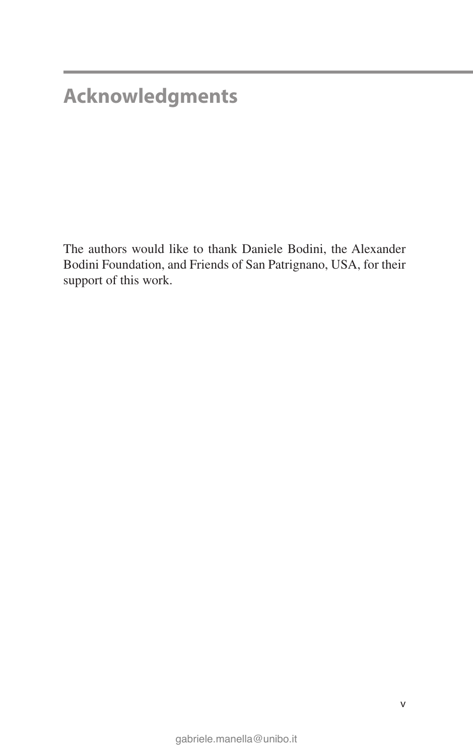# Acknowledgments

The authors would like to thank Daniele Bodini, the Alexander Bodini Foundation, and Friends of San Patrignano, USA, for their support of this work.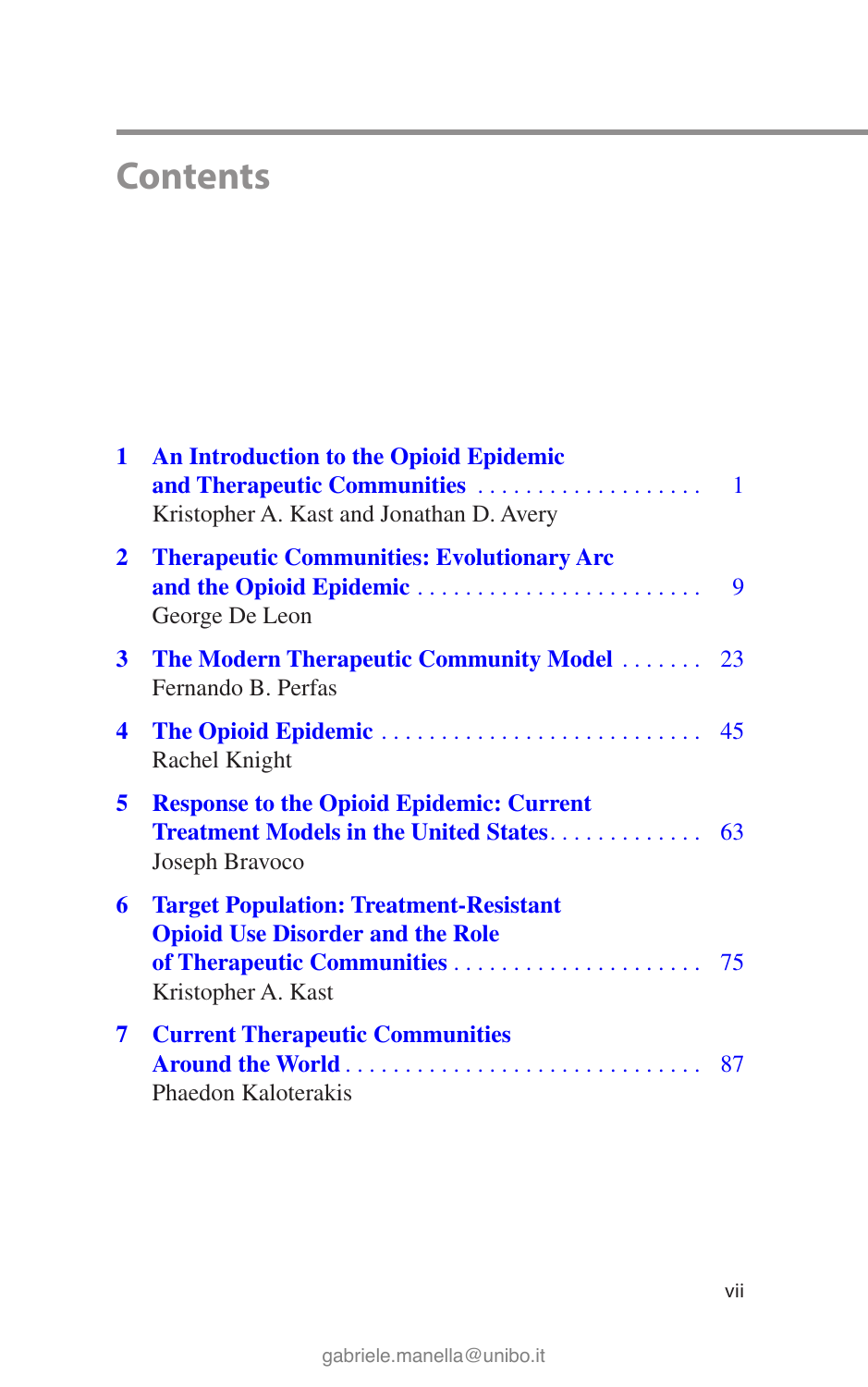# Contents

1 **An Introduction to the Opioid Epidemic and Therapeutic Communities** . . . . . . . . . . . . . . . . . . . . 1
Kristopher A. Kast and Jonathan D. Avery

2 **Therapeutic Communities: Evolutionary Arc and the Opioid Epidemic** . . . . . . . . . . . . . . . . . . . . . . . . . 9
George De Leon

3 **The Modern Therapeutic Community Model** . . . . . . . 23
Fernando B. Perfas

4 **The Opioid Epidemic** . . . . . . . . . . . . . . . . . . . . . . . . . . . 45
Rachel Knight

5 **Response to the Opioid Epidemic: Current Treatment Models in the United States** . . . . . . . . . . . . . 63
Joseph Bravoco

6 **Target Population: Treatment-Resistant Opioid Use Disorder and the Role of Therapeutic Communities** . . . . . . . . . . . . . . . . . . . . . . 75
Kristopher A. Kast

7 **Current Therapeutic Communities Around the World** . . . . . . . . . . . . . . . . . . . . . . . . . . . . . . 87
Phaedon Kaloterakis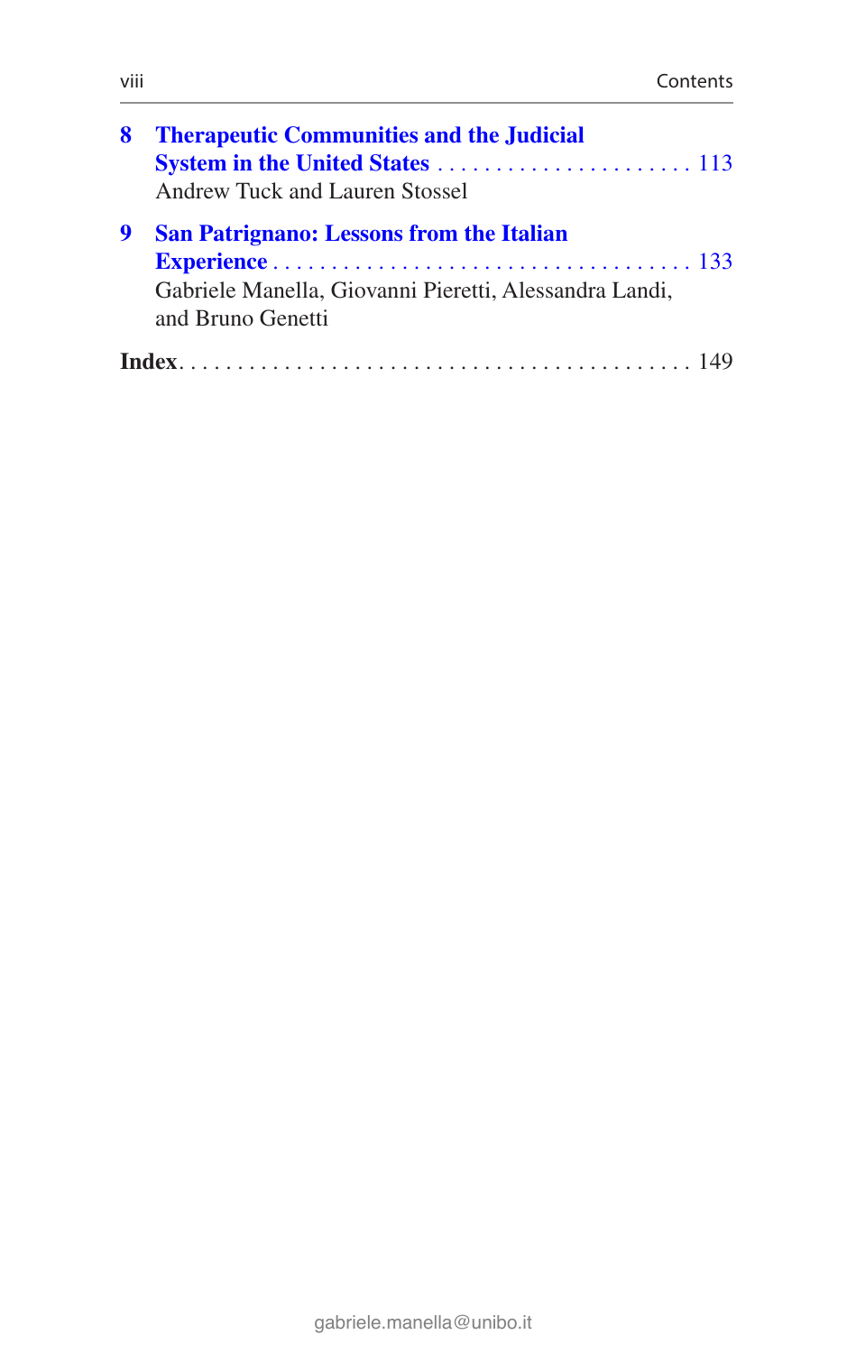**8 Therapeutic Communities and the Judicial System in the United States** . . . . . . . . . . . . . . . . . . . . . . . 113
Andrew Tuck and Lauren Stossel

**9 San Patrignano: Lessons from the Italian Experience** . . . . . . . . . . . . . . . . . . . . . . . . . . . . . . . . . . . 133
Gabriele Manella, Giovanni Pieretti, Alessandra Landi, and Bruno Genetti

**Index** . . . . . . . . . . . . . . . . . . . . . . . . . . . . . . . . . . . . . . . . . . 149

gabriele.manella@unibo.it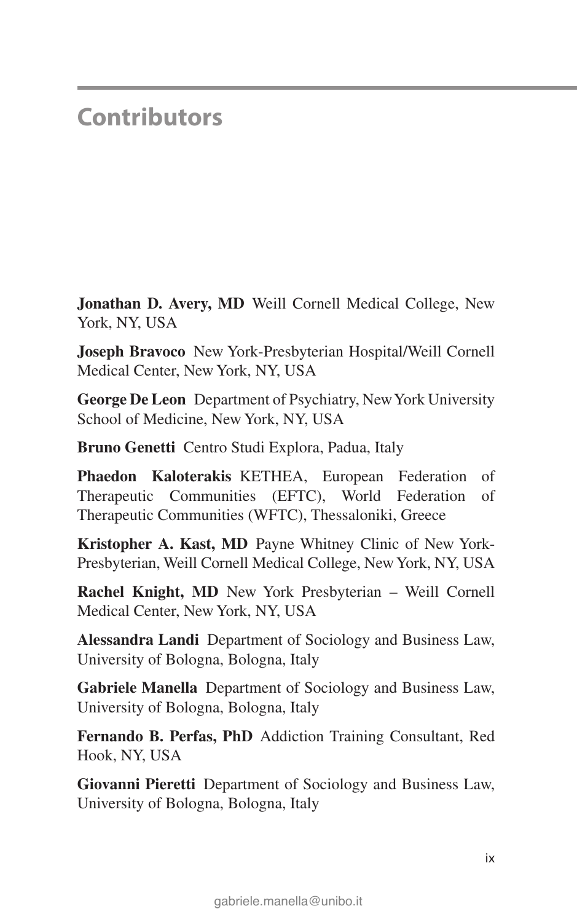# Contributors

**Jonathan D. Avery, MD** Weill Cornell Medical College, New York, NY, USA

**Joseph Bravoco** New York-Presbyterian Hospital/Weill Cornell Medical Center, New York, NY, USA

**George De Leon** Department of Psychiatry, New York University School of Medicine, New York, NY, USA

**Bruno Genetti** Centro Studi Explora, Padua, Italy

**Phaedon Kaloterakis** KETHEA, European Federation of Therapeutic Communities (EFTC), World Federation of Therapeutic Communities (WFTC), Thessaloniki, Greece

**Kristopher A. Kast, MD** Payne Whitney Clinic of New York-Presbyterian, Weill Cornell Medical College, New York, NY, USA

**Rachel Knight, MD** New York Presbyterian – Weill Cornell Medical Center, New York, NY, USA

**Alessandra Landi** Department of Sociology and Business Law, University of Bologna, Bologna, Italy

**Gabriele Manella** Department of Sociology and Business Law, University of Bologna, Bologna, Italy

**Fernando B. Perfas, PhD** Addiction Training Consultant, Red Hook, NY, USA

**Giovanni Pieretti** Department of Sociology and Business Law, University of Bologna, Bologna, Italy

gabriele.manella@unibo.it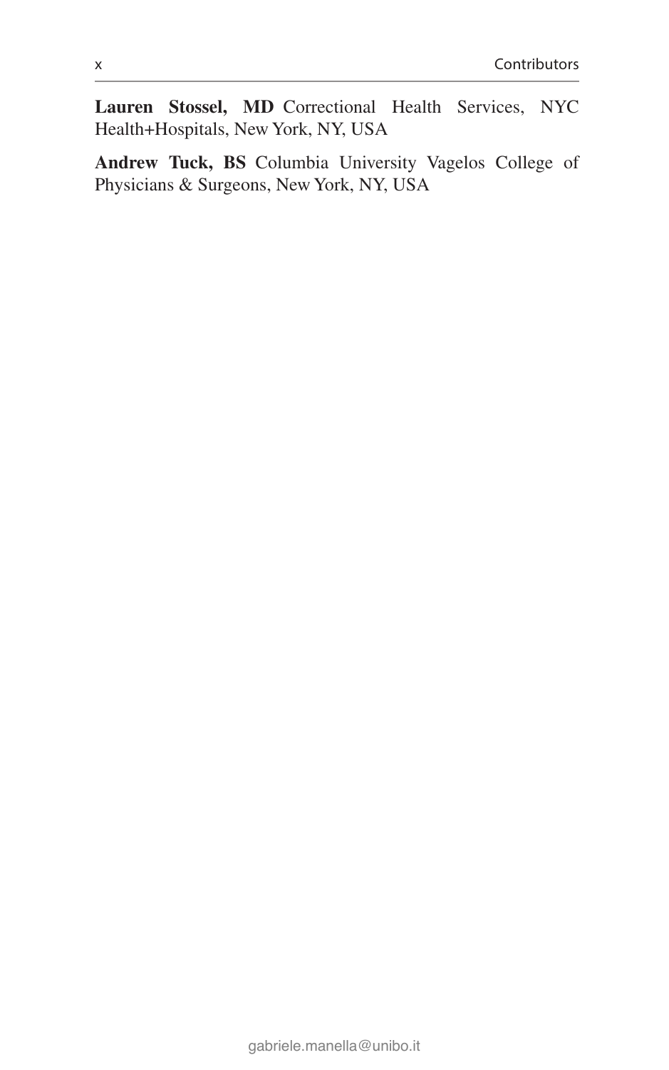**Lauren Stossel, MD** Correctional Health Services, NYC Health+Hospitals, New York, NY, USA

**Andrew Tuck, BS** Columbia University Vagelos College of Physicians & Surgeons, New York, NY, USA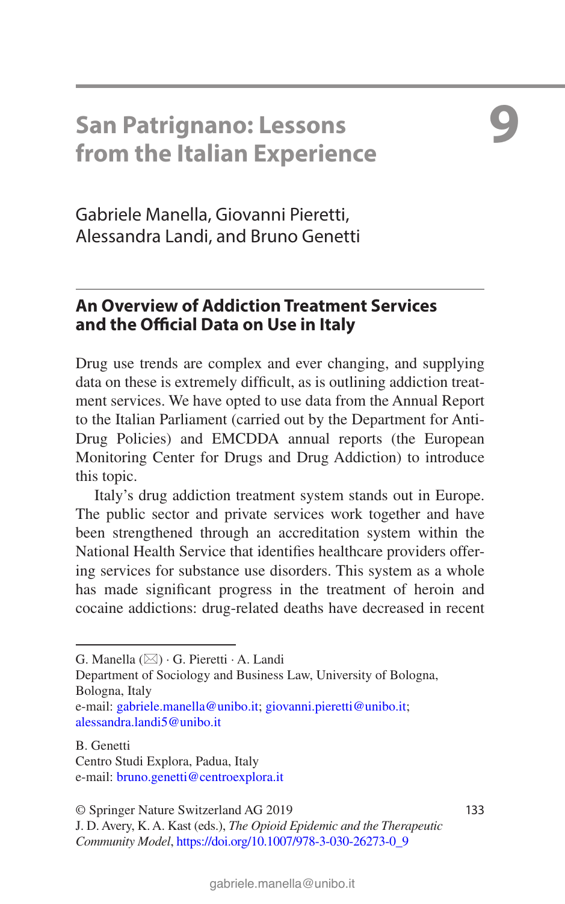# 9 San Patrignano: Lessons from the Italian Experience

Gabriele Manella, Giovanni Pieretti, Alessandra Landi, and Bruno Genetti

## An Overview of Addiction Treatment Services and the Official Data on Use in Italy

Drug use trends are complex and ever changing, and supplying data on these is extremely difficult, as is outlining addiction treatment services. We have opted to use data from the Annual Report to the Italian Parliament (carried out by the Department for Anti-Drug Policies) and EMCDDA annual reports (the European Monitoring Center for Drugs and Drug Addiction) to introduce this topic.

Italy's drug addiction treatment system stands out in Europe. The public sector and private services work together and have been strengthened through an accreditation system within the National Health Service that identifies healthcare providers offering services for substance use disorders. This system as a whole has made significant progress in the treatment of heroin and cocaine addictions: drug-related deaths have decreased in recent

---

G. Manella (✉) · G. Pieretti · A. Landi
Department of Sociology and Business Law, University of Bologna, Bologna, Italy
e-mail: gabriele.manella@unibo.it; giovanni.pieretti@unibo.it; alessandra.landi5@unibo.it

B. Genetti
Centro Studi Explora, Padua, Italy
e-mail: bruno.genetti@centroexplora.it

© Springer Nature Switzerland AG 2019
J. D. Avery, K. A. Kast (eds.), *The Opioid Epidemic and the Therapeutic Community Model*, https://doi.org/10.1007/978-3-030-26273-0_9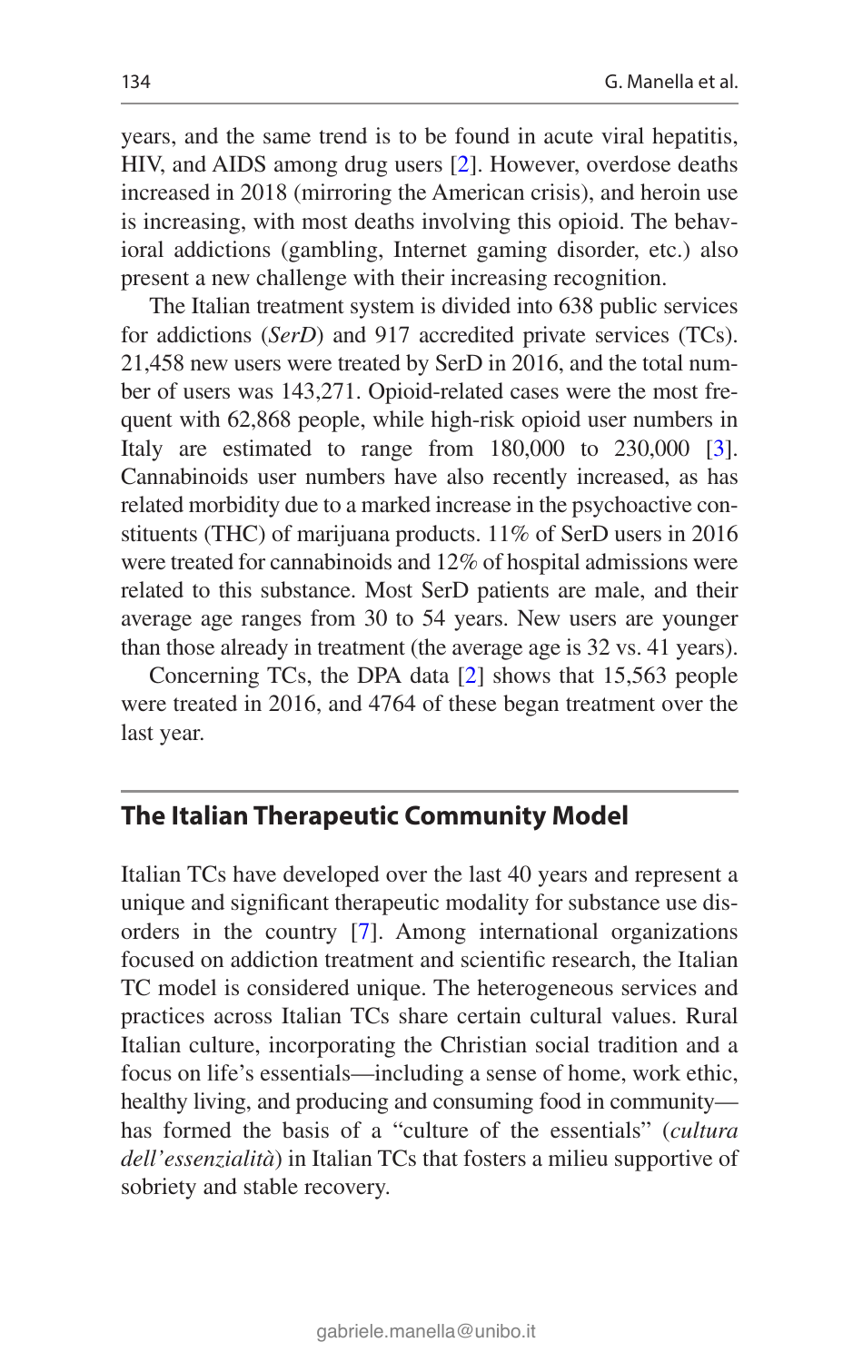years, and the same trend is to be found in acute viral hepatitis, HIV, and AIDS among drug users [2]. However, overdose deaths increased in 2018 (mirroring the American crisis), and heroin use is increasing, with most deaths involving this opioid. The behavioral addictions (gambling, Internet gaming disorder, etc.) also present a new challenge with their increasing recognition.

The Italian treatment system is divided into 638 public services for addictions (*SerD*) and 917 accredited private services (TCs). 21,458 new users were treated by SerD in 2016, and the total number of users was 143,271. Opioid-related cases were the most frequent with 62,868 people, while high-risk opioid user numbers in Italy are estimated to range from 180,000 to 230,000 [3]. Cannabinoids user numbers have also recently increased, as has related morbidity due to a marked increase in the psychoactive constituents (THC) of marijuana products. 11% of SerD users in 2016 were treated for cannabinoids and 12% of hospital admissions were related to this substance. Most SerD patients are male, and their average age ranges from 30 to 54 years. New users are younger than those already in treatment (the average age is 32 vs. 41 years).

Concerning TCs, the DPA data [2] shows that 15,563 people were treated in 2016, and 4764 of these began treatment over the last year.

## The Italian Therapeutic Community Model

Italian TCs have developed over the last 40 years and represent a unique and significant therapeutic modality for substance use disorders in the country [7]. Among international organizations focused on addiction treatment and scientific research, the Italian TC model is considered unique. The heterogeneous services and practices across Italian TCs share certain cultural values. Rural Italian culture, incorporating the Christian social tradition and a focus on life's essentials—including a sense of home, work ethic, healthy living, and producing and consuming food in community—has formed the basis of a "culture of the essentials" (*cultura dell'essenzialità*) in Italian TCs that fosters a milieu supportive of sobriety and stable recovery.